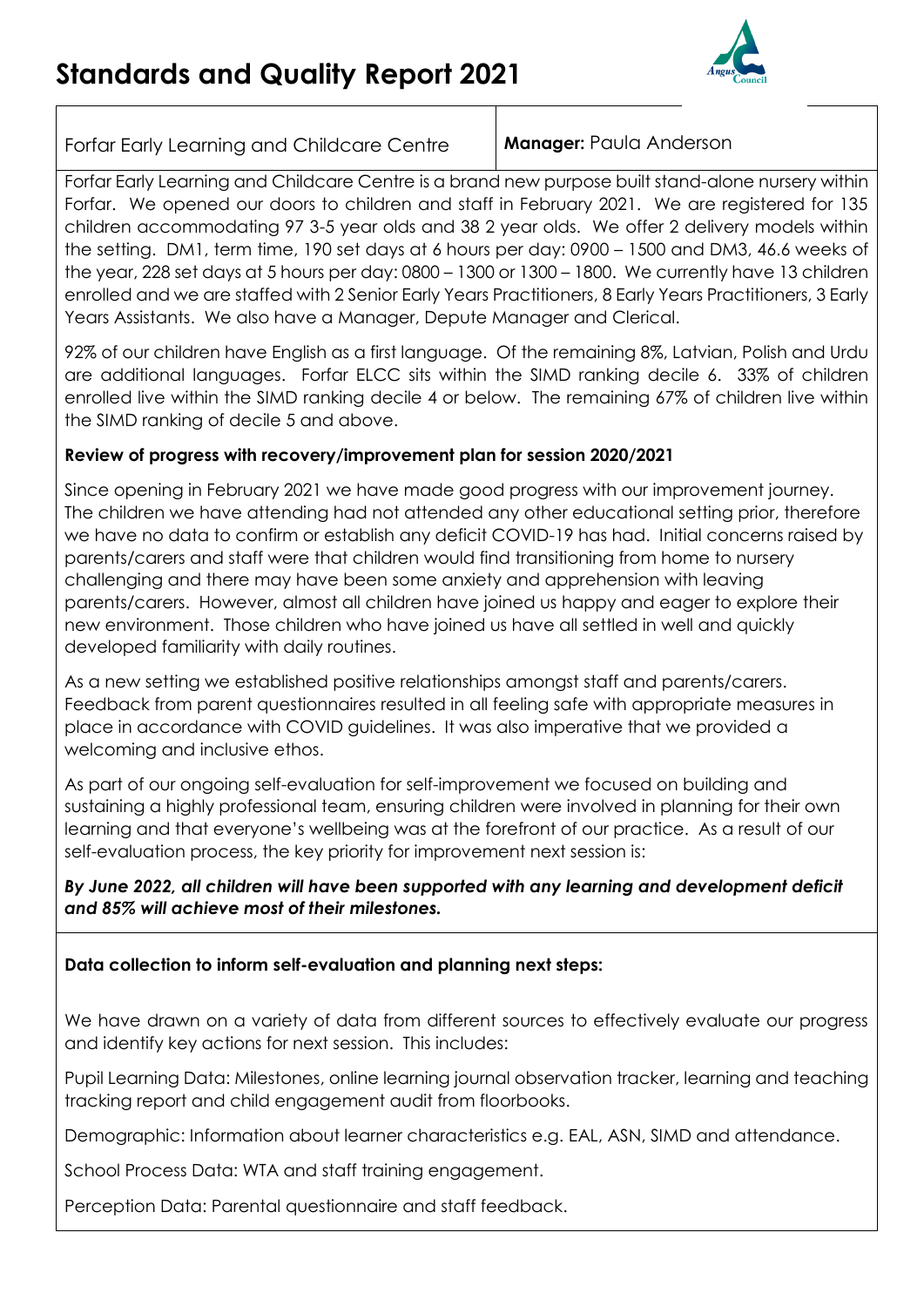# Standards and Quality Report 2021

| Forfar Early Learning and Childcare Centre | **Manager:** Paula Anderson |
|---|---|

Forfar Early Learning and Childcare Centre is a brand new purpose built stand-alone nursery within Forfar. We opened our doors to children and staff in February 2021. We are registered for 135 children accommodating 97 3-5 year olds and 38 2 year olds. We offer 2 delivery models within the setting. DM1, term time, 190 set days at 6 hours per day: 0900 – 1500 and DM3, 46.6 weeks of the year, 228 set days at 5 hours per day: 0800 – 1300 or 1300 – 1800. We currently have 13 children enrolled and we are staffed with 2 Senior Early Years Practitioners, 8 Early Years Practitioners, 3 Early Years Assistants. We also have a Manager, Depute Manager and Clerical.

92% of our children have English as a first language. Of the remaining 8%, Latvian, Polish and Urdu are additional languages. Forfar ELCC sits within the SIMD ranking decile 6. 33% of children enrolled live within the SIMD ranking decile 4 or below. The remaining 67% of children live within the SIMD ranking of decile 5 and above.

**Review of progress with recovery/improvement plan for session 2020/2021**

Since opening in February 2021 we have made good progress with our improvement journey. The children we have attending had not attended any other educational setting prior, therefore we have no data to confirm or establish any deficit COVID-19 has had. Initial concerns raised by parents/carers and staff were that children would find transitioning from home to nursery challenging and there may have been some anxiety and apprehension with leaving parents/carers. However, almost all children have joined us happy and eager to explore their new environment. Those children who have joined us have all settled in well and quickly developed familiarity with daily routines.

As a new setting we established positive relationships amongst staff and parents/carers. Feedback from parent questionnaires resulted in all feeling safe with appropriate measures in place in accordance with COVID guidelines. It was also imperative that we provided a welcoming and inclusive ethos.

As part of our ongoing self-evaluation for self-improvement we focused on building and sustaining a highly professional team, ensuring children were involved in planning for their own learning and that everyone's wellbeing was at the forefront of our practice. As a result of our self-evaluation process, the key priority for improvement next session is:

***By June 2022, all children will have been supported with any learning and development deficit and 85% will achieve most of their milestones.***

**Data collection to inform self-evaluation and planning next steps:**

We have drawn on a variety of data from different sources to effectively evaluate our progress and identify key actions for next session. This includes:

Pupil Learning Data: Milestones, online learning journal observation tracker, learning and teaching tracking report and child engagement audit from floorbooks.

Demographic: Information about learner characteristics e.g. EAL, ASN, SIMD and attendance.

School Process Data: WTA and staff training engagement.

Perception Data: Parental questionnaire and staff feedback.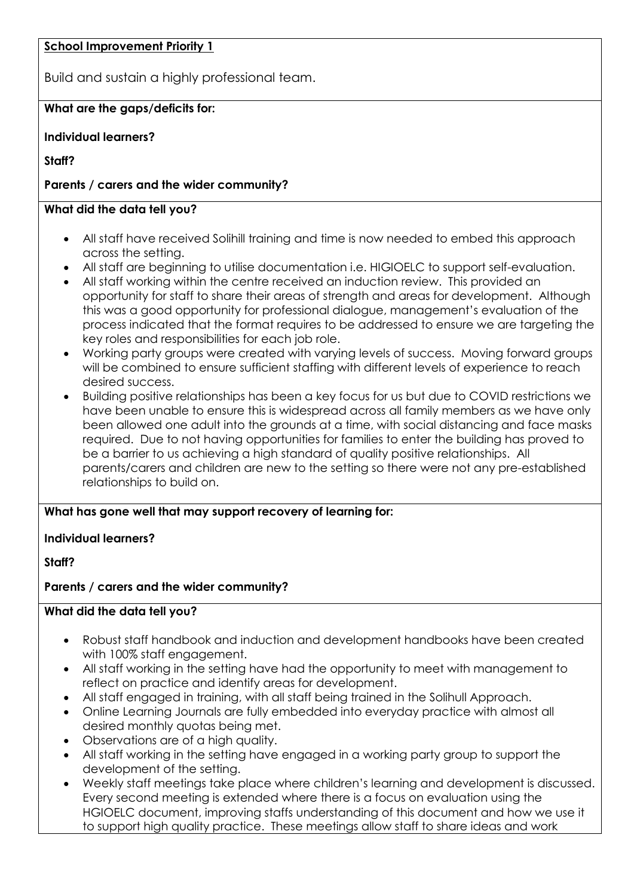**School Improvement Priority 1**

Build and sustain a highly professional team.

**What are the gaps/deficits for:**

**Individual learners?**

**Staff?**

**Parents / carers and the wider community?**

**What did the data tell you?**

- All staff have received Solihill training and time is now needed to embed this approach across the setting.
- All staff are beginning to utilise documentation i.e. HIGIOELC to support self-evaluation.
- All staff working within the centre received an induction review. This provided an opportunity for staff to share their areas of strength and areas for development. Although this was a good opportunity for professional dialogue, management's evaluation of the process indicated that the format requires to be addressed to ensure we are targeting the key roles and responsibilities for each job role.
- Working party groups were created with varying levels of success. Moving forward groups will be combined to ensure sufficient staffing with different levels of experience to reach desired success.
- Building positive relationships has been a key focus for us but due to COVID restrictions we have been unable to ensure this is widespread across all family members as we have only been allowed one adult into the grounds at a time, with social distancing and face masks required. Due to not having opportunities for families to enter the building has proved to be a barrier to us achieving a high standard of quality positive relationships. All parents/carers and children are new to the setting so there were not any pre-established relationships to build on.

**What has gone well that may support recovery of learning for:**

**Individual learners?**

**Staff?**

**Parents / carers and the wider community?**

**What did the data tell you?**

- Robust staff handbook and induction and development handbooks have been created with 100% staff engagement.
- All staff working in the setting have had the opportunity to meet with management to reflect on practice and identify areas for development.
- All staff engaged in training, with all staff being trained in the Solihull Approach.
- Online Learning Journals are fully embedded into everyday practice with almost all desired monthly quotas being met.
- Observations are of a high quality.
- All staff working in the setting have engaged in a working party group to support the development of the setting.
- Weekly staff meetings take place where children's learning and development is discussed. Every second meeting is extended where there is a focus on evaluation using the HGIOELC document, improving staffs understanding of this document and how we use it to support high quality practice. These meetings allow staff to share ideas and work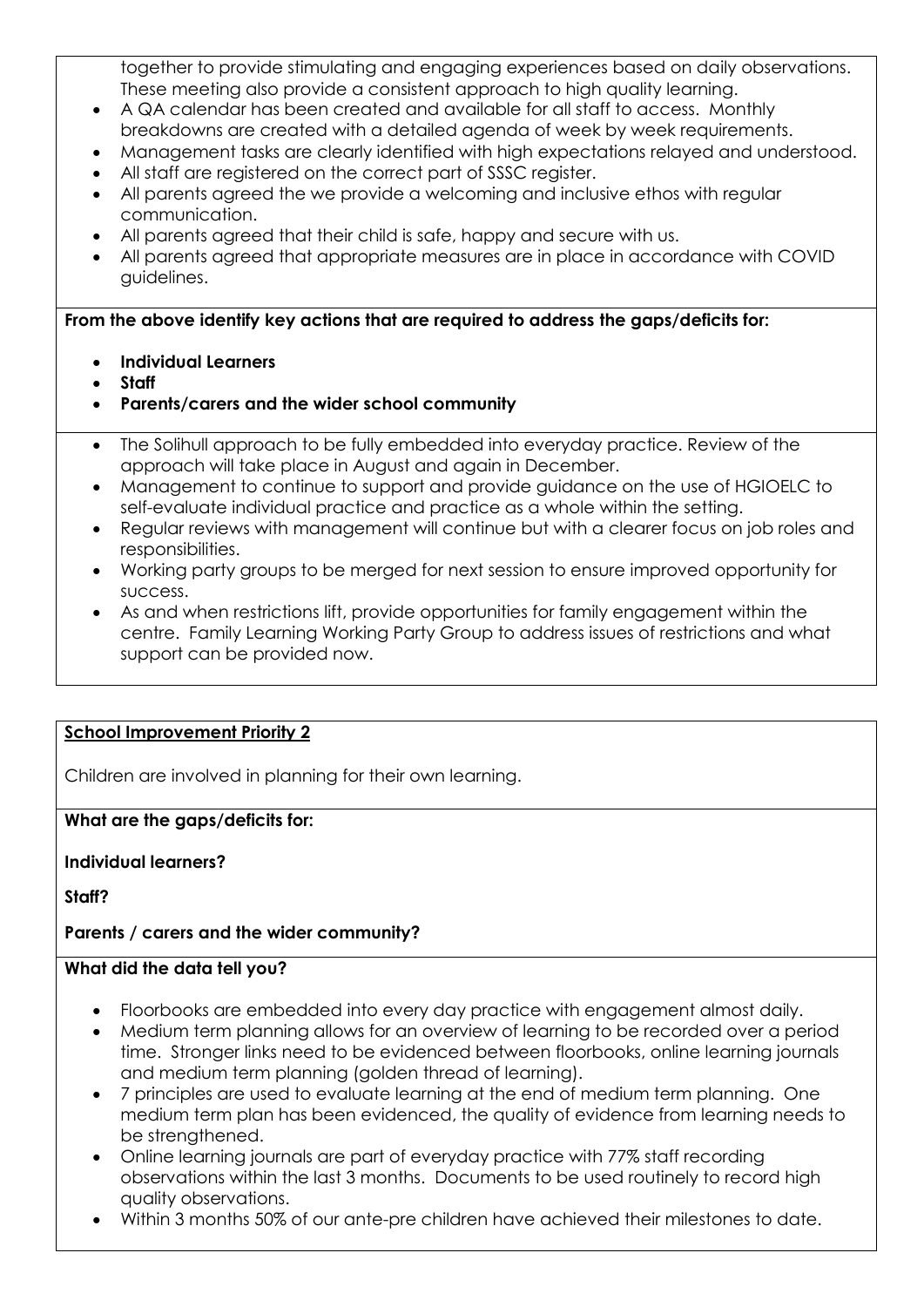together to provide stimulating and engaging experiences based on daily observations. These meeting also provide a consistent approach to high quality learning.

- A QA calendar has been created and available for all staff to access. Monthly breakdowns are created with a detailed agenda of week by week requirements.
- Management tasks are clearly identified with high expectations relayed and understood.
- All staff are registered on the correct part of SSSC register.
- All parents agreed the we provide a welcoming and inclusive ethos with regular communication.
- All parents agreed that their child is safe, happy and secure with us.
- All parents agreed that appropriate measures are in place in accordance with COVID guidelines.

**From the above identify key actions that are required to address the gaps/deficits for:**

- **Individual Learners**
- **Staff**
- **Parents/carers and the wider school community**

- The Solihull approach to be fully embedded into everyday practice. Review of the approach will take place in August and again in December.
- Management to continue to support and provide guidance on the use of HGIOELC to self-evaluate individual practice and practice as a whole within the setting.
- Regular reviews with management will continue but with a clearer focus on job roles and responsibilities.
- Working party groups to be merged for next session to ensure improved opportunity for success.
- As and when restrictions lift, provide opportunities for family engagement within the centre. Family Learning Working Party Group to address issues of restrictions and what support can be provided now.

**School Improvement Priority 2**

Children are involved in planning for their own learning.

**What are the gaps/deficits for:**

**Individual learners?**

**Staff?**

**Parents / carers and the wider community?**

**What did the data tell you?**

- Floorbooks are embedded into every day practice with engagement almost daily.
- Medium term planning allows for an overview of learning to be recorded over a period time. Stronger links need to be evidenced between floorbooks, online learning journals and medium term planning (golden thread of learning).
- 7 principles are used to evaluate learning at the end of medium term planning. One medium term plan has been evidenced, the quality of evidence from learning needs to be strengthened.
- Online learning journals are part of everyday practice with 77% staff recording observations within the last 3 months. Documents to be used routinely to record high quality observations.
- Within 3 months 50% of our ante-pre children have achieved their milestones to date.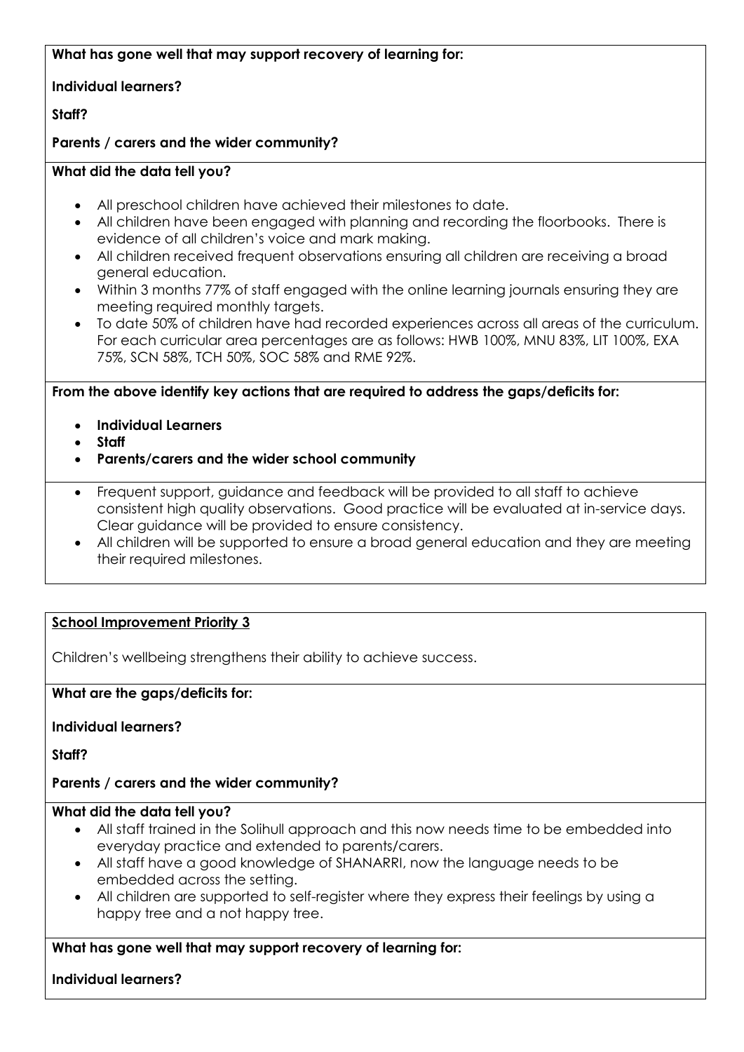**What has gone well that may support recovery of learning for:**

**Individual learners?**

**Staff?**

**Parents / carers and the wider community?**

**What did the data tell you?**

- All preschool children have achieved their milestones to date.
- All children have been engaged with planning and recording the floorbooks. There is evidence of all children's voice and mark making.
- All children received frequent observations ensuring all children are receiving a broad general education.
- Within 3 months 77% of staff engaged with the online learning journals ensuring they are meeting required monthly targets.
- To date 50% of children have had recorded experiences across all areas of the curriculum. For each curricular area percentages are as follows: HWB 100%, MNU 83%, LIT 100%, EXA 75%, SCN 58%, TCH 50%, SOC 58% and RME 92%.

**From the above identify key actions that are required to address the gaps/deficits for:**

- **Individual Learners**
- **Staff**
- **Parents/carers and the wider school community**

- Frequent support, guidance and feedback will be provided to all staff to achieve consistent high quality observations. Good practice will be evaluated at in-service days. Clear guidance will be provided to ensure consistency.
- All children will be supported to ensure a broad general education and they are meeting their required milestones.

**School Improvement Priority 3**

Children's wellbeing strengthens their ability to achieve success.

**What are the gaps/deficits for:**

**Individual learners?**

**Staff?**

**Parents / carers and the wider community?**

**What did the data tell you?**

- All staff trained in the Solihull approach and this now needs time to be embedded into everyday practice and extended to parents/carers.
- All staff have a good knowledge of SHANARRI, now the language needs to be embedded across the setting.
- All children are supported to self-register where they express their feelings by using a happy tree and a not happy tree.

**What has gone well that may support recovery of learning for:**

**Individual learners?**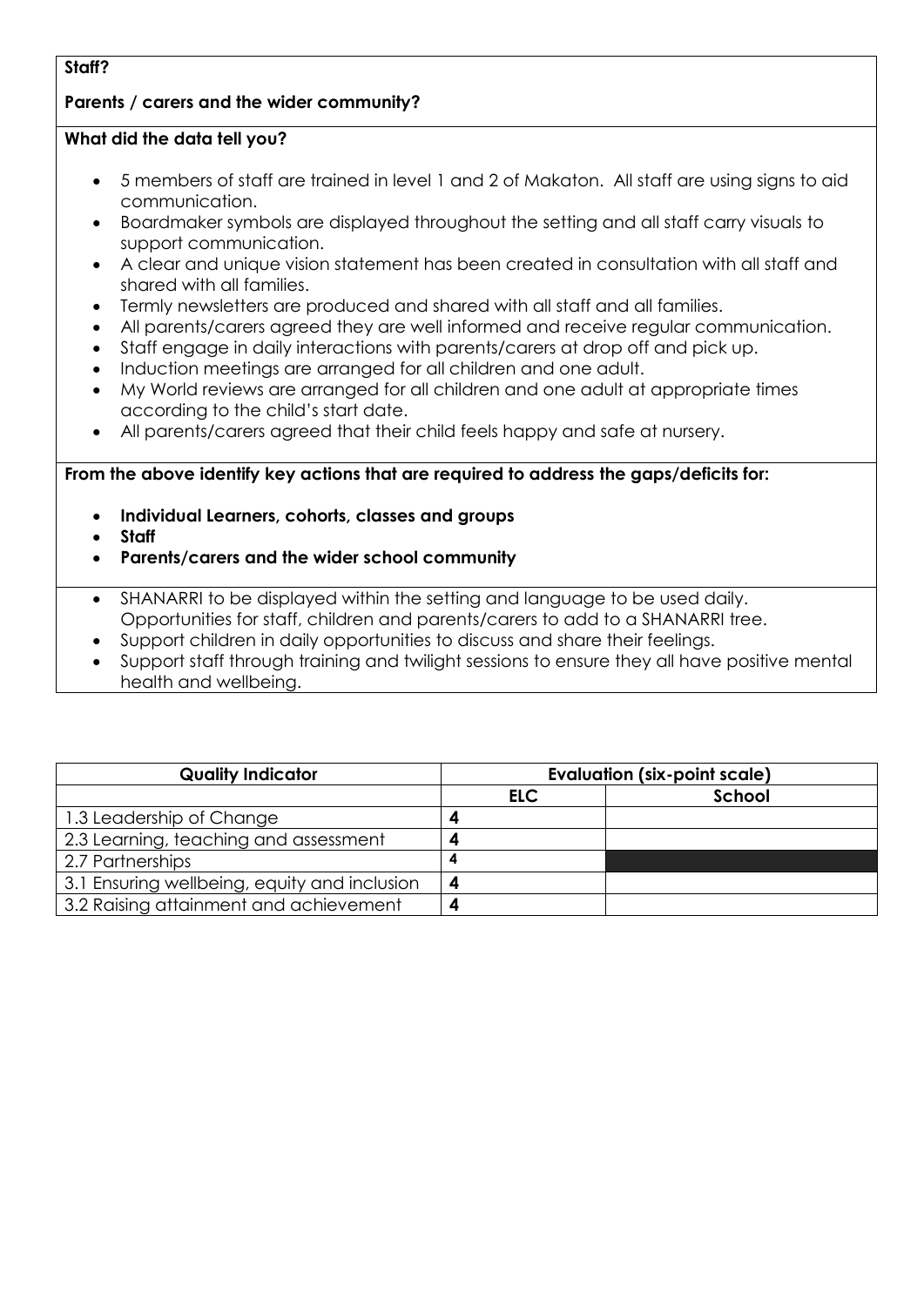**Staff?**

**Parents / carers and the wider community?**

**What did the data tell you?**

- 5 members of staff are trained in level 1 and 2 of Makaton. All staff are using signs to aid communication.
- Boardmaker symbols are displayed throughout the setting and all staff carry visuals to support communication.
- A clear and unique vision statement has been created in consultation with all staff and shared with all families.
- Termly newsletters are produced and shared with all staff and all families.
- All parents/carers agreed they are well informed and receive regular communication.
- Staff engage in daily interactions with parents/carers at drop off and pick up.
- Induction meetings are arranged for all children and one adult.
- My World reviews are arranged for all children and one adult at appropriate times according to the child's start date.
- All parents/carers agreed that their child feels happy and safe at nursery.

**From the above identify key actions that are required to address the gaps/deficits for:**

- **Individual Learners, cohorts, classes and groups**
- **Staff**
- **Parents/carers and the wider school community**

- SHANARRI to be displayed within the setting and language to be used daily. Opportunities for staff, children and parents/carers to add to a SHANARRI tree.
- Support children in daily opportunities to discuss and share their feelings.
- Support staff through training and twilight sessions to ensure they all have positive mental health and wellbeing.

| Quality Indicator | Evaluation (six-point scale) | |
|---|---|---|
| | **ELC** | **School** |
| 1.3 Leadership of Change | **4** | |
| 2.3 Learning, teaching and assessment | **4** | |
| 2.7 Partnerships | **4** | |
| 3.1 Ensuring wellbeing, equity and inclusion | **4** | |
| 3.2 Raising attainment and achievement | **4** | |